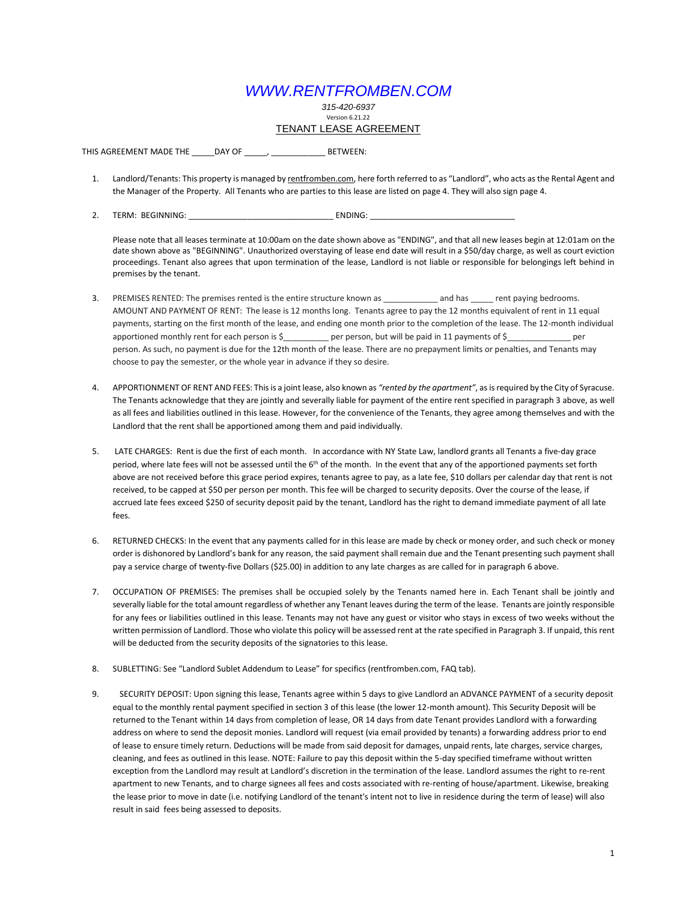# WWW.RENTFROMBEN.COM

*315-420-6937*

Version 6.21.22

## TENANT LEASE AGREEMENT

THIS AGREEMENT MADE THE _____DAY OF _____, ____________ BETWEEN:

1. Landlord/Tenants: This property is managed by rentfromben.com, here forth referred to as "Landlord", who acts as the Rental Agent and the Manager of the Property. All Tenants who are parties to this lease are listed on page 4. They will also sign page 4.

2. TERM: BEGINNING: ________________________________ ENDING: ________________________________

   Please note that all leases terminate at 10:00am on the date shown above as "ENDING", and that all new leases begin at 12:01am on the date shown above as "BEGINNING". Unauthorized overstaying of lease end date will result in a $50/day charge, as well as court eviction proceedings. Tenant also agrees that upon termination of the lease, Landlord is not liable or responsible for belongings left behind in premises by the tenant.

3. PREMISES RENTED: The premises rented is the entire structure known as ____________ and has _____ rent paying bedrooms. AMOUNT AND PAYMENT OF RENT: The lease is 12 months long. Tenants agree to pay the 12 months equivalent of rent in 11 equal payments, starting on the first month of the lease, and ending one month prior to the completion of the lease. The 12-month individual apportioned monthly rent for each person is $__________ per person, but will be paid in 11 payments of $______________ per person. As such, no payment is due for the 12th month of the lease. There are no prepayment limits or penalties, and Tenants may choose to pay the semester, or the whole year in advance if they so desire.

4. APPORTIONMENT OF RENT AND FEES: This is a joint lease, also known as *"rented by the apartment"*, as is required by the City of Syracuse. The Tenants acknowledge that they are jointly and severally liable for payment of the entire rent specified in paragraph 3 above, as well as all fees and liabilities outlined in this lease. However, for the convenience of the Tenants, they agree among themselves and with the Landlord that the rent shall be apportioned among them and paid individually.

5. LATE CHARGES: Rent is due the first of each month. In accordance with NY State Law, landlord grants all Tenants a five-day grace period, where late fees will not be assessed until the 6th of the month. In the event that any of the apportioned payments set forth above are not received before this grace period expires, tenants agree to pay, as a late fee, $10 dollars per calendar day that rent is not received, to be capped at $50 per person per month. This fee will be charged to security deposits. Over the course of the lease, if accrued late fees exceed $250 of security deposit paid by the tenant, Landlord has the right to demand immediate payment of all late fees.

6. RETURNED CHECKS: In the event that any payments called for in this lease are made by check or money order, and such check or money order is dishonored by Landlord's bank for any reason, the said payment shall remain due and the Tenant presenting such payment shall pay a service charge of twenty-five Dollars ($25.00) in addition to any late charges as are called for in paragraph 6 above.

7. OCCUPATION OF PREMISES: The premises shall be occupied solely by the Tenants named here in. Each Tenant shall be jointly and severally liable for the total amount regardless of whether any Tenant leaves during the term of the lease. Tenants are jointly responsible for any fees or liabilities outlined in this lease. Tenants may not have any guest or visitor who stays in excess of two weeks without the written permission of Landlord. Those who violate this policy will be assessed rent at the rate specified in Paragraph 3. If unpaid, this rent will be deducted from the security deposits of the signatories to this lease.

8. SUBLETTING: See "Landlord Sublet Addendum to Lease" for specifics (rentfromben.com, FAQ tab).

9. SECURITY DEPOSIT: Upon signing this lease, Tenants agree within 5 days to give Landlord an ADVANCE PAYMENT of a security deposit equal to the monthly rental payment specified in section 3 of this lease (the lower 12-month amount). This Security Deposit will be returned to the Tenant within 14 days from completion of lease, OR 14 days from date Tenant provides Landlord with a forwarding address on where to send the deposit monies. Landlord will request (via email provided by tenants) a forwarding address prior to end of lease to ensure timely return. Deductions will be made from said deposit for damages, unpaid rents, late charges, service charges, cleaning, and fees as outlined in this lease. NOTE: Failure to pay this deposit within the 5-day specified timeframe without written exception from the Landlord may result at Landlord's discretion in the termination of the lease. Landlord assumes the right to re-rent apartment to new Tenants, and to charge signees all fees and costs associated with re-renting of house/apartment. Likewise, breaking the lease prior to move in date (i.e. notifying Landlord of the tenant's intent not to live in residence during the term of lease) will also result in said fees being assessed to deposits.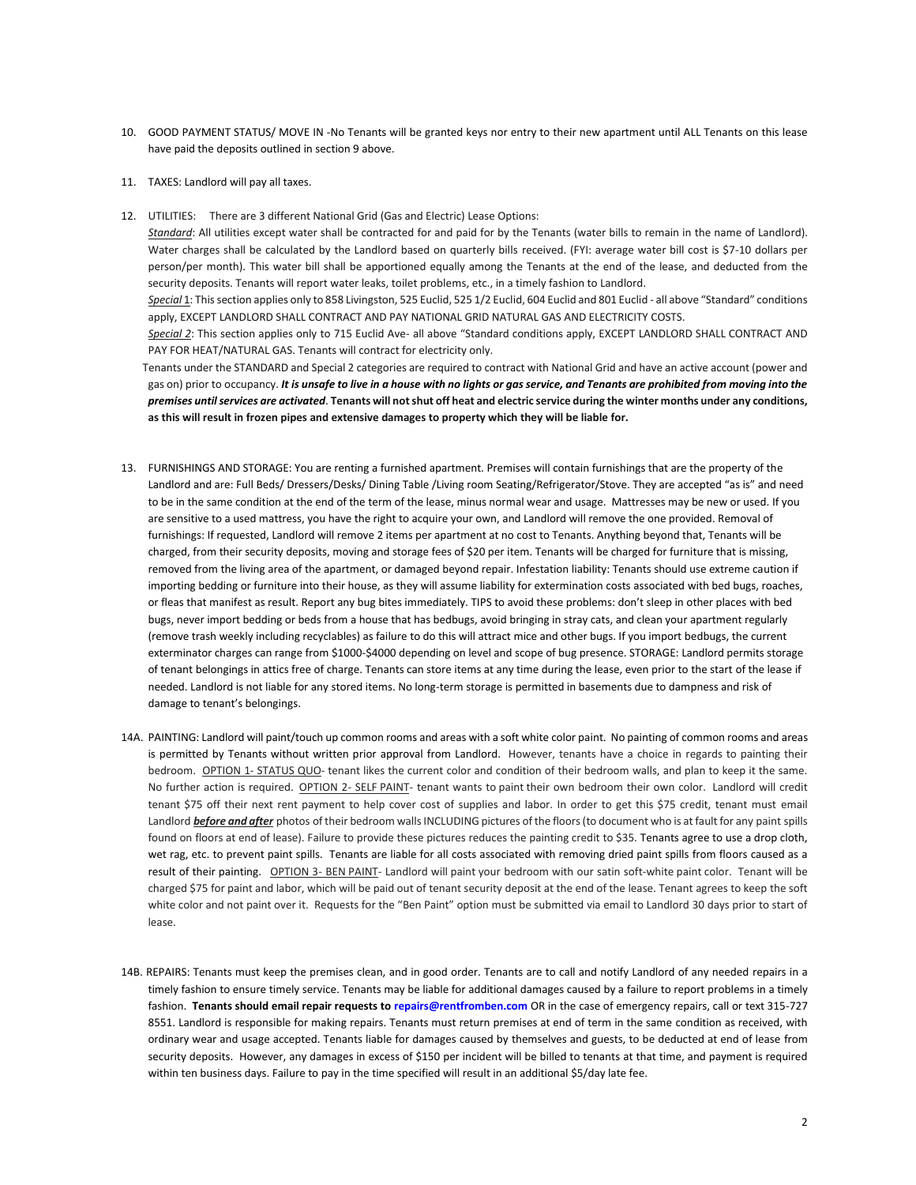10. GOOD PAYMENT STATUS/ MOVE IN -No Tenants will be granted keys nor entry to their new apartment until ALL Tenants on this lease have paid the deposits outlined in section 9 above.

11. TAXES: Landlord will pay all taxes.

12. UTILITIES: There are 3 different National Grid (Gas and Electric) Lease Options:

    *Standard*: All utilities except water shall be contracted for and paid for by the Tenants (water bills to remain in the name of Landlord). Water charges shall be calculated by the Landlord based on quarterly bills received. (FYI: average water bill cost is $7-10 dollars per person/per month). This water bill shall be apportioned equally among the Tenants at the end of the lease, and deducted from the security deposits. Tenants will report water leaks, toilet problems, etc., in a timely fashion to Landlord.

    *Special* 1: This section applies only to 858 Livingston, 525 Euclid, 525 1/2 Euclid, 604 Euclid and 801 Euclid - all above "Standard" conditions apply, EXCEPT LANDLORD SHALL CONTRACT AND PAY NATIONAL GRID NATURAL GAS AND ELECTRICITY COSTS.

    *Special 2*: This section applies only to 715 Euclid Ave- all above "Standard conditions apply, EXCEPT LANDLORD SHALL CONTRACT AND PAY FOR HEAT/NATURAL GAS. Tenants will contract for electricity only.

    Tenants under the STANDARD and Special 2 categories are required to contract with National Grid and have an active account (power and gas on) prior to occupancy. ***It is unsafe to live in a house with no lights or gas service, and Tenants are prohibited from moving into the premises until services are activated*. Tenants will not shut off heat and electric service during the winter months under any conditions, as this will result in frozen pipes and extensive damages to property which they will be liable for.**

13. FURNISHINGS AND STORAGE: You are renting a furnished apartment. Premises will contain furnishings that are the property of the Landlord and are: Full Beds/ Dressers/Desks/ Dining Table /Living room Seating/Refrigerator/Stove. They are accepted "as is" and need to be in the same condition at the end of the term of the lease, minus normal wear and usage. Mattresses may be new or used. If you are sensitive to a used mattress, you have the right to acquire your own, and Landlord will remove the one provided. Removal of furnishings: If requested, Landlord will remove 2 items per apartment at no cost to Tenants. Anything beyond that, Tenants will be charged, from their security deposits, moving and storage fees of $20 per item. Tenants will be charged for furniture that is missing, removed from the living area of the apartment, or damaged beyond repair. Infestation liability: Tenants should use extreme caution if importing bedding or furniture into their house, as they will assume liability for extermination costs associated with bed bugs, roaches, or fleas that manifest as result. Report any bug bites immediately. TIPS to avoid these problems: don't sleep in other places with bed bugs, never import bedding or beds from a house that has bedbugs, avoid bringing in stray cats, and clean your apartment regularly (remove trash weekly including recyclables) as failure to do this will attract mice and other bugs. If you import bedbugs, the current exterminator charges can range from $1000-$4000 depending on level and scope of bug presence. STORAGE: Landlord permits storage of tenant belongings in attics free of charge. Tenants can store items at any time during the lease, even prior to the start of the lease if needed. Landlord is not liable for any stored items. No long-term storage is permitted in basements due to dampness and risk of damage to tenant's belongings.

14A. PAINTING: Landlord will paint/touch up common rooms and areas with a soft white color paint. No painting of common rooms and areas is permitted by Tenants without written prior approval from Landlord. However, tenants have a choice in regards to painting their bedroom. <u>OPTION 1- STATUS QUO</u>- tenant likes the current color and condition of their bedroom walls, and plan to keep it the same. No further action is required. <u>OPTION 2- SELF PAINT</u>- tenant wants to paint their own bedroom their own color. Landlord will credit tenant $75 off their next rent payment to help cover cost of supplies and labor. In order to get this $75 credit, tenant must email Landlord ***before and after*** photos of their bedroom walls INCLUDING pictures of the floors (to document who is at fault for any paint spills found on floors at end of lease). Failure to provide these pictures reduces the painting credit to $35. Tenants agree to use a drop cloth, wet rag, etc. to prevent paint spills. Tenants are liable for all costs associated with removing dried paint spills from floors caused as a result of their painting. <u>OPTION 3- BEN PAINT</u>- Landlord will paint your bedroom with our satin soft-white paint color. Tenant will be charged $75 for paint and labor, which will be paid out of tenant security deposit at the end of the lease. Tenant agrees to keep the soft white color and not paint over it. Requests for the "Ben Paint" option must be submitted via email to Landlord 30 days prior to start of lease.

14B. REPAIRS: Tenants must keep the premises clean, and in good order. Tenants are to call and notify Landlord of any needed repairs in a timely fashion to ensure timely service. Tenants may be liable for additional damages caused by a failure to report problems in a timely fashion. **Tenants should email repair requests to repairs@rentfromben.com** OR in the case of emergency repairs, call or text 315-727 8551. Landlord is responsible for making repairs. Tenants must return premises at end of term in the same condition as received, with ordinary wear and usage accepted. Tenants liable for damages caused by themselves and guests, to be deducted at end of lease from security deposits. However, any damages in excess of $150 per incident will be billed to tenants at that time, and payment is required within ten business days. Failure to pay in the time specified will result in an additional $5/day late fee.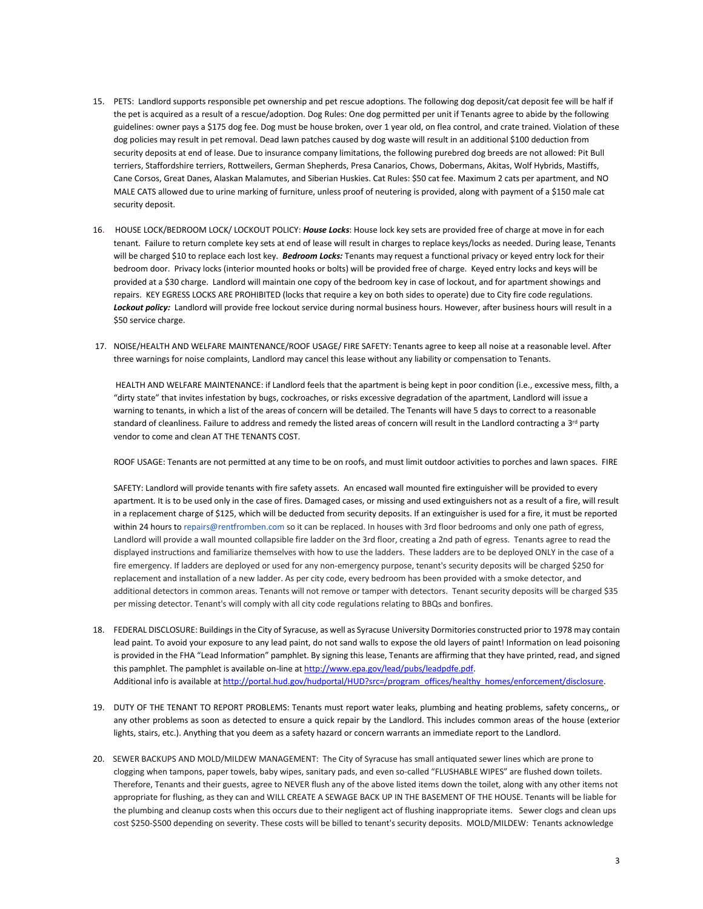15. PETS: Landlord supports responsible pet ownership and pet rescue adoptions. The following dog deposit/cat deposit fee will be half if the pet is acquired as a result of a rescue/adoption. Dog Rules: One dog permitted per unit if Tenants agree to abide by the following guidelines: owner pays a $175 dog fee. Dog must be house broken, over 1 year old, on flea control, and crate trained. Violation of these dog policies may result in pet removal. Dead lawn patches caused by dog waste will result in an additional $100 deduction from security deposits at end of lease. Due to insurance company limitations, the following purebred dog breeds are not allowed: Pit Bull terriers, Staffordshire terriers, Rottweilers, German Shepherds, Presa Canarios, Chows, Dobermans, Akitas, Wolf Hybrids, Mastiffs, Cane Corsos, Great Danes, Alaskan Malamutes, and Siberian Huskies. Cat Rules: $50 cat fee. Maximum 2 cats per apartment, and NO MALE CATS allowed due to urine marking of furniture, unless proof of neutering is provided, along with payment of a $150 male cat security deposit.

16. HOUSE LOCK/BEDROOM LOCK/ LOCKOUT POLICY: ***House Locks***: House lock key sets are provided free of charge at move in for each tenant. Failure to return complete key sets at end of lease will result in charges to replace keys/locks as needed. During lease, Tenants will be charged $10 to replace each lost key. ***Bedroom Locks:*** Tenants may request a functional privacy or keyed entry lock for their bedroom door. Privacy locks (interior mounted hooks or bolts) will be provided free of charge. Keyed entry locks and keys will be provided at a $30 charge. Landlord will maintain one copy of the bedroom key in case of lockout, and for apartment showings and repairs. KEY EGRESS LOCKS ARE PROHIBITED (locks that require a key on both sides to operate) due to City fire code regulations. ***Lockout policy:*** Landlord will provide free lockout service during normal business hours. However, after business hours will result in a $50 service charge.

17. NOISE/HEALTH AND WELFARE MAINTENANCE/ROOF USAGE/ FIRE SAFETY: Tenants agree to keep all noise at a reasonable level. After three warnings for noise complaints, Landlord may cancel this lease without any liability or compensation to Tenants.

    HEALTH AND WELFARE MAINTENANCE: if Landlord feels that the apartment is being kept in poor condition (i.e., excessive mess, filth, a "dirty state" that invites infestation by bugs, cockroaches, or risks excessive degradation of the apartment, Landlord will issue a warning to tenants, in which a list of the areas of concern will be detailed. The Tenants will have 5 days to correct to a reasonable standard of cleanliness. Failure to address and remedy the listed areas of concern will result in the Landlord contracting a 3rd party vendor to come and clean AT THE TENANTS COST.

    ROOF USAGE: Tenants are not permitted at any time to be on roofs, and must limit outdoor activities to porches and lawn spaces. FIRE

    SAFETY: Landlord will provide tenants with fire safety assets. An encased wall mounted fire extinguisher will be provided to every apartment. It is to be used only in the case of fires. Damaged cases, or missing and used extinguishers not as a result of a fire, will result in a replacement charge of $125, which will be deducted from security deposits. If an extinguisher is used for a fire, it must be reported within 24 hours to repairs@rentfromben.com so it can be replaced. In houses with 3rd floor bedrooms and only one path of egress, Landlord will provide a wall mounted collapsible fire ladder on the 3rd floor, creating a 2nd path of egress. Tenants agree to read the displayed instructions and familiarize themselves with how to use the ladders. These ladders are to be deployed ONLY in the case of a fire emergency. If ladders are deployed or used for any non-emergency purpose, tenant's security deposits will be charged $250 for replacement and installation of a new ladder. As per city code, every bedroom has been provided with a smoke detector, and additional detectors in common areas. Tenants will not remove or tamper with detectors. Tenant security deposits will be charged $35 per missing detector. Tenant's will comply with all city code regulations relating to BBQs and bonfires.

18. FEDERAL DISCLOSURE: Buildings in the City of Syracuse, as well as Syracuse University Dormitories constructed prior to 1978 may contain lead paint. To avoid your exposure to any lead paint, do not sand walls to expose the old layers of paint! Information on lead poisoning is provided in the FHA "Lead Information" pamphlet. By signing this lease, Tenants are affirming that they have printed, read, and signed this pamphlet. The pamphlet is available on-line at http://www.epa.gov/lead/pubs/leadpdfe.pdf.
    Additional info is available at http://portal.hud.gov/hudportal/HUD?src=/program_offices/healthy_homes/enforcement/disclosure.

19. DUTY OF THE TENANT TO REPORT PROBLEMS: Tenants must report water leaks, plumbing and heating problems, safety concerns,, or any other problems as soon as detected to ensure a quick repair by the Landlord. This includes common areas of the house (exterior lights, stairs, etc.). Anything that you deem as a safety hazard or concern warrants an immediate report to the Landlord.

20. SEWER BACKUPS AND MOLD/MILDEW MANAGEMENT: The City of Syracuse has small antiquated sewer lines which are prone to clogging when tampons, paper towels, baby wipes, sanitary pads, and even so-called "FLUSHABLE WIPES" are flushed down toilets. Therefore, Tenants and their guests, agree to NEVER flush any of the above listed items down the toilet, along with any other items not appropriate for flushing, as they can and WILL CREATE A SEWAGE BACK UP IN THE BASEMENT OF THE HOUSE. Tenants will be liable for the plumbing and cleanup costs when this occurs due to their negligent act of flushing inappropriate items. Sewer clogs and clean ups cost $250-$500 depending on severity. These costs will be billed to tenant's security deposits. MOLD/MILDEW: Tenants acknowledge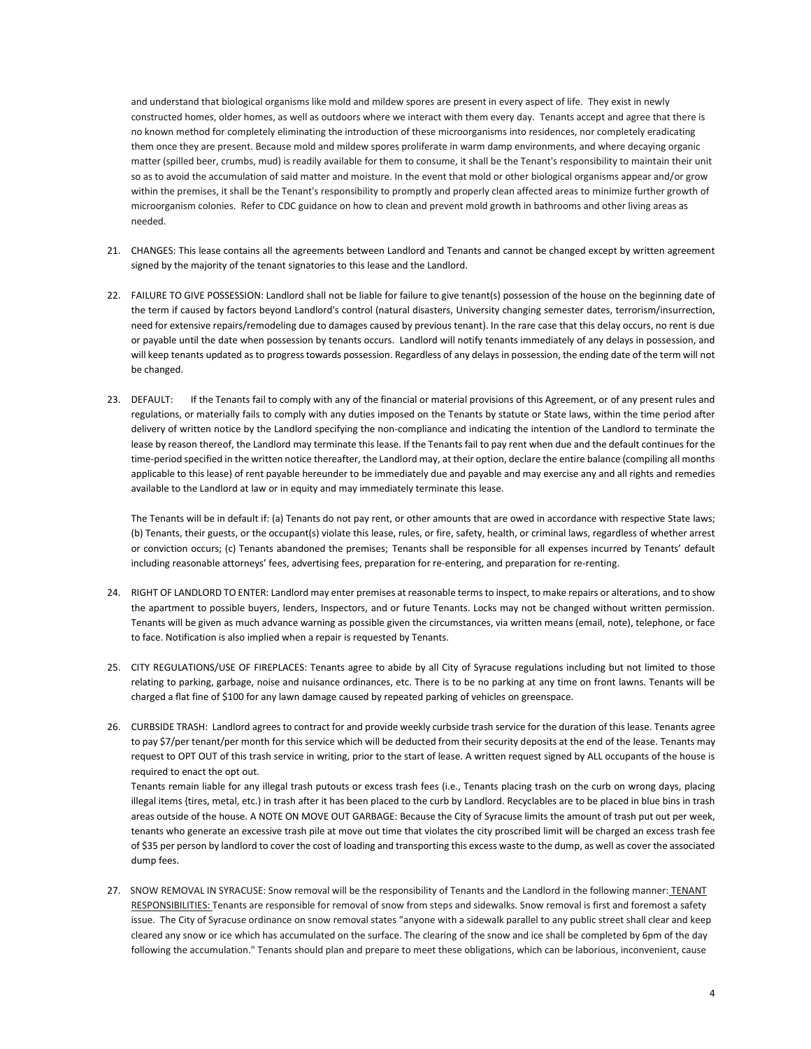and understand that biological organisms like mold and mildew spores are present in every aspect of life. They exist in newly constructed homes, older homes, as well as outdoors where we interact with them every day. Tenants accept and agree that there is no known method for completely eliminating the introduction of these microorganisms into residences, nor completely eradicating them once they are present. Because mold and mildew spores proliferate in warm damp environments, and where decaying organic matter (spilled beer, crumbs, mud) is readily available for them to consume, it shall be the Tenant's responsibility to maintain their unit so as to avoid the accumulation of said matter and moisture. In the event that mold or other biological organisms appear and/or grow within the premises, it shall be the Tenant's responsibility to promptly and properly clean affected areas to minimize further growth of microorganism colonies. Refer to CDC guidance on how to clean and prevent mold growth in bathrooms and other living areas as needed.

21. CHANGES: This lease contains all the agreements between Landlord and Tenants and cannot be changed except by written agreement signed by the majority of the tenant signatories to this lease and the Landlord.

22. FAILURE TO GIVE POSSESSION: Landlord shall not be liable for failure to give tenant(s) possession of the house on the beginning date of the term if caused by factors beyond Landlord's control (natural disasters, University changing semester dates, terrorism/insurrection, need for extensive repairs/remodeling due to damages caused by previous tenant). In the rare case that this delay occurs, no rent is due or payable until the date when possession by tenants occurs. Landlord will notify tenants immediately of any delays in possession, and will keep tenants updated as to progress towards possession. Regardless of any delays in possession, the ending date of the term will not be changed.

23. DEFAULT: If the Tenants fail to comply with any of the financial or material provisions of this Agreement, or of any present rules and regulations, or materially fails to comply with any duties imposed on the Tenants by statute or State laws, within the time period after delivery of written notice by the Landlord specifying the non-compliance and indicating the intention of the Landlord to terminate the lease by reason thereof, the Landlord may terminate this lease. If the Tenants fail to pay rent when due and the default continues for the time-period specified in the written notice thereafter, the Landlord may, at their option, declare the entire balance (compiling all months applicable to this lease) of rent payable hereunder to be immediately due and payable and may exercise any and all rights and remedies available to the Landlord at law or in equity and may immediately terminate this lease.

    The Tenants will be in default if: (a) Tenants do not pay rent, or other amounts that are owed in accordance with respective State laws; (b) Tenants, their guests, or the occupant(s) violate this lease, rules, or fire, safety, health, or criminal laws, regardless of whether arrest or conviction occurs; (c) Tenants abandoned the premises; Tenants shall be responsible for all expenses incurred by Tenants' default including reasonable attorneys' fees, advertising fees, preparation for re-entering, and preparation for re-renting.

24. RIGHT OF LANDLORD TO ENTER: Landlord may enter premises at reasonable terms to inspect, to make repairs or alterations, and to show the apartment to possible buyers, lenders, Inspectors, and or future Tenants. Locks may not be changed without written permission. Tenants will be given as much advance warning as possible given the circumstances, via written means (email, note), telephone, or face to face. Notification is also implied when a repair is requested by Tenants.

25. CITY REGULATIONS/USE OF FIREPLACES: Tenants agree to abide by all City of Syracuse regulations including but not limited to those relating to parking, garbage, noise and nuisance ordinances, etc. There is to be no parking at any time on front lawns. Tenants will be charged a flat fine of $100 for any lawn damage caused by repeated parking of vehicles on greenspace.

26. CURBSIDE TRASH: Landlord agrees to contract for and provide weekly curbside trash service for the duration of this lease. Tenants agree to pay $7/per tenant/per month for this service which will be deducted from their security deposits at the end of the lease. Tenants may request to OPT OUT of this trash service in writing, prior to the start of lease. A written request signed by ALL occupants of the house is required to enact the opt out.

    Tenants remain liable for any illegal trash putouts or excess trash fees (i.e., Tenants placing trash on the curb on wrong days, placing illegal items {tires, metal, etc.) in trash after it has been placed to the curb by Landlord. Recyclables are to be placed in blue bins in trash areas outside of the house. A NOTE ON MOVE OUT GARBAGE: Because the City of Syracuse limits the amount of trash put out per week, tenants who generate an excessive trash pile at move out time that violates the city proscribed limit will be charged an excess trash fee of $35 per person by landlord to cover the cost of loading and transporting this excess waste to the dump, as well as cover the associated dump fees.

27. SNOW REMOVAL IN SYRACUSE: Snow removal will be the responsibility of Tenants and the Landlord in the following manner: <u>TENANT RESPONSIBILITIES:</u> Tenants are responsible for removal of snow from steps and sidewalks. Snow removal is first and foremost a safety issue. The City of Syracuse ordinance on snow removal states "anyone with a sidewalk parallel to any public street shall clear and keep cleared any snow or ice which has accumulated on the surface. The clearing of the snow and ice shall be completed by 6pm of the day following the accumulation." Tenants should plan and prepare to meet these obligations, which can be laborious, inconvenient, cause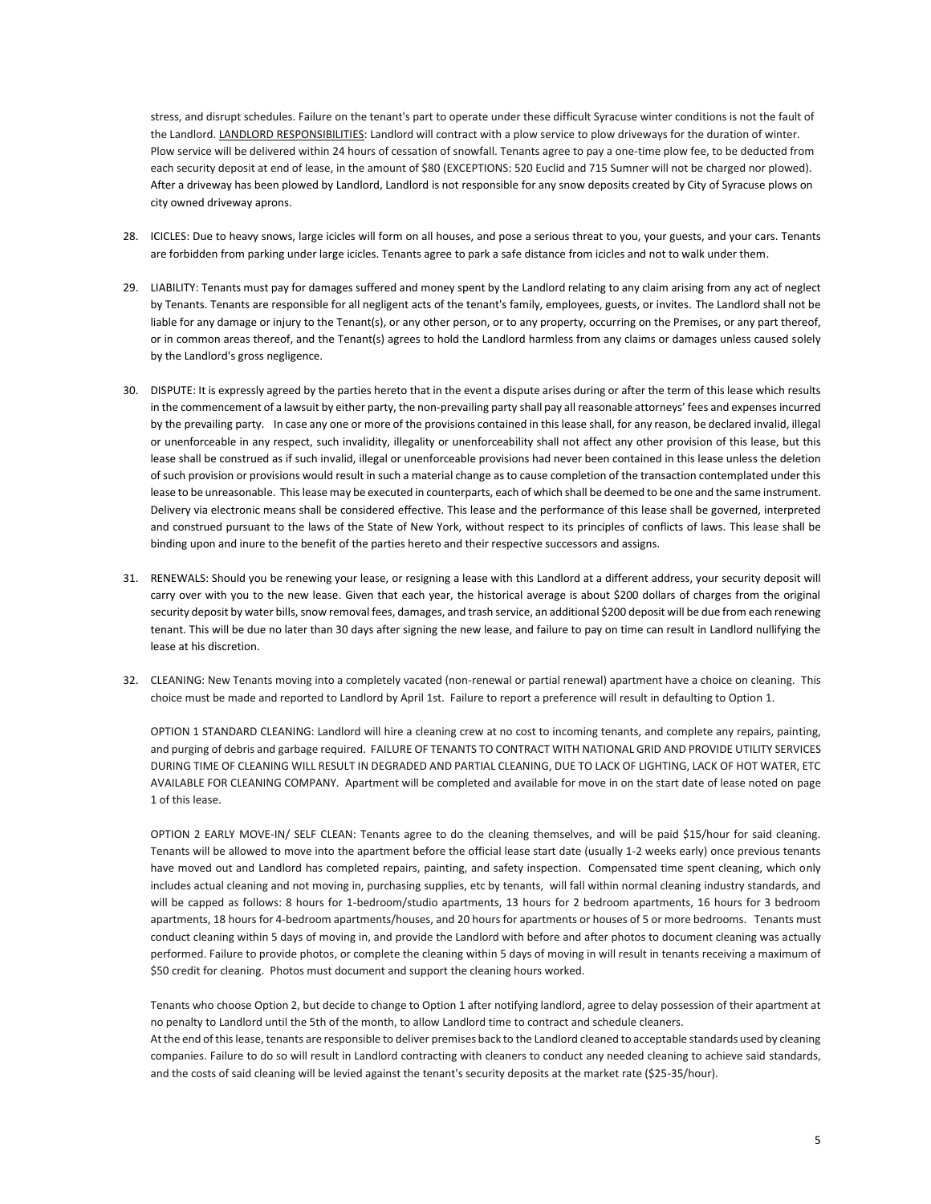stress, and disrupt schedules. Failure on the tenant's part to operate under these difficult Syracuse winter conditions is not the fault of the Landlord. LANDLORD RESPONSIBILITIES: Landlord will contract with a plow service to plow driveways for the duration of winter. Plow service will be delivered within 24 hours of cessation of snowfall. Tenants agree to pay a one-time plow fee, to be deducted from each security deposit at end of lease, in the amount of $80 (EXCEPTIONS: 520 Euclid and 715 Sumner will not be charged nor plowed). After a driveway has been plowed by Landlord, Landlord is not responsible for any snow deposits created by City of Syracuse plows on city owned driveway aprons.

28. ICICLES: Due to heavy snows, large icicles will form on all houses, and pose a serious threat to you, your guests, and your cars. Tenants are forbidden from parking under large icicles. Tenants agree to park a safe distance from icicles and not to walk under them.

29. LIABILITY: Tenants must pay for damages suffered and money spent by the Landlord relating to any claim arising from any act of neglect by Tenants. Tenants are responsible for all negligent acts of the tenant's family, employees, guests, or invites. The Landlord shall not be liable for any damage or injury to the Tenant(s), or any other person, or to any property, occurring on the Premises, or any part thereof, or in common areas thereof, and the Tenant(s) agrees to hold the Landlord harmless from any claims or damages unless caused solely by the Landlord's gross negligence.

30. DISPUTE: It is expressly agreed by the parties hereto that in the event a dispute arises during or after the term of this lease which results in the commencement of a lawsuit by either party, the non-prevailing party shall pay all reasonable attorneys' fees and expenses incurred by the prevailing party. In case any one or more of the provisions contained in this lease shall, for any reason, be declared invalid, illegal or unenforceable in any respect, such invalidity, illegality or unenforceability shall not affect any other provision of this lease, but this lease shall be construed as if such invalid, illegal or unenforceable provisions had never been contained in this lease unless the deletion of such provision or provisions would result in such a material change as to cause completion of the transaction contemplated under this lease to be unreasonable. This lease may be executed in counterparts, each of which shall be deemed to be one and the same instrument. Delivery via electronic means shall be considered effective. This lease and the performance of this lease shall be governed, interpreted and construed pursuant to the laws of the State of New York, without respect to its principles of conflicts of laws. This lease shall be binding upon and inure to the benefit of the parties hereto and their respective successors and assigns.

31. RENEWALS: Should you be renewing your lease, or resigning a lease with this Landlord at a different address, your security deposit will carry over with you to the new lease. Given that each year, the historical average is about $200 dollars of charges from the original security deposit by water bills, snow removal fees, damages, and trash service, an additional $200 deposit will be due from each renewing tenant. This will be due no later than 30 days after signing the new lease, and failure to pay on time can result in Landlord nullifying the lease at his discretion.

32. CLEANING: New Tenants moving into a completely vacated (non-renewal or partial renewal) apartment have a choice on cleaning. This choice must be made and reported to Landlord by April 1st. Failure to report a preference will result in defaulting to Option 1.

    OPTION 1 STANDARD CLEANING: Landlord will hire a cleaning crew at no cost to incoming tenants, and complete any repairs, painting, and purging of debris and garbage required. FAILURE OF TENANTS TO CONTRACT WITH NATIONAL GRID AND PROVIDE UTILITY SERVICES DURING TIME OF CLEANING WILL RESULT IN DEGRADED AND PARTIAL CLEANING, DUE TO LACK OF LIGHTING, LACK OF HOT WATER, ETC AVAILABLE FOR CLEANING COMPANY. Apartment will be completed and available for move in on the start date of lease noted on page 1 of this lease.

    OPTION 2 EARLY MOVE-IN/ SELF CLEAN: Tenants agree to do the cleaning themselves, and will be paid $15/hour for said cleaning. Tenants will be allowed to move into the apartment before the official lease start date (usually 1-2 weeks early) once previous tenants have moved out and Landlord has completed repairs, painting, and safety inspection. Compensated time spent cleaning, which only includes actual cleaning and not moving in, purchasing supplies, etc by tenants, will fall within normal cleaning industry standards, and will be capped as follows: 8 hours for 1-bedroom/studio apartments, 13 hours for 2 bedroom apartments, 16 hours for 3 bedroom apartments, 18 hours for 4-bedroom apartments/houses, and 20 hours for apartments or houses of 5 or more bedrooms. Tenants must conduct cleaning within 5 days of moving in, and provide the Landlord with before and after photos to document cleaning was actually performed. Failure to provide photos, or complete the cleaning within 5 days of moving in will result in tenants receiving a maximum of $50 credit for cleaning. Photos must document and support the cleaning hours worked.

    Tenants who choose Option 2, but decide to change to Option 1 after notifying landlord, agree to delay possession of their apartment at no penalty to Landlord until the 5th of the month, to allow Landlord time to contract and schedule cleaners.
    At the end of this lease, tenants are responsible to deliver premises back to the Landlord cleaned to acceptable standards used by cleaning companies. Failure to do so will result in Landlord contracting with cleaners to conduct any needed cleaning to achieve said standards, and the costs of said cleaning will be levied against the tenant's security deposits at the market rate ($25-35/hour).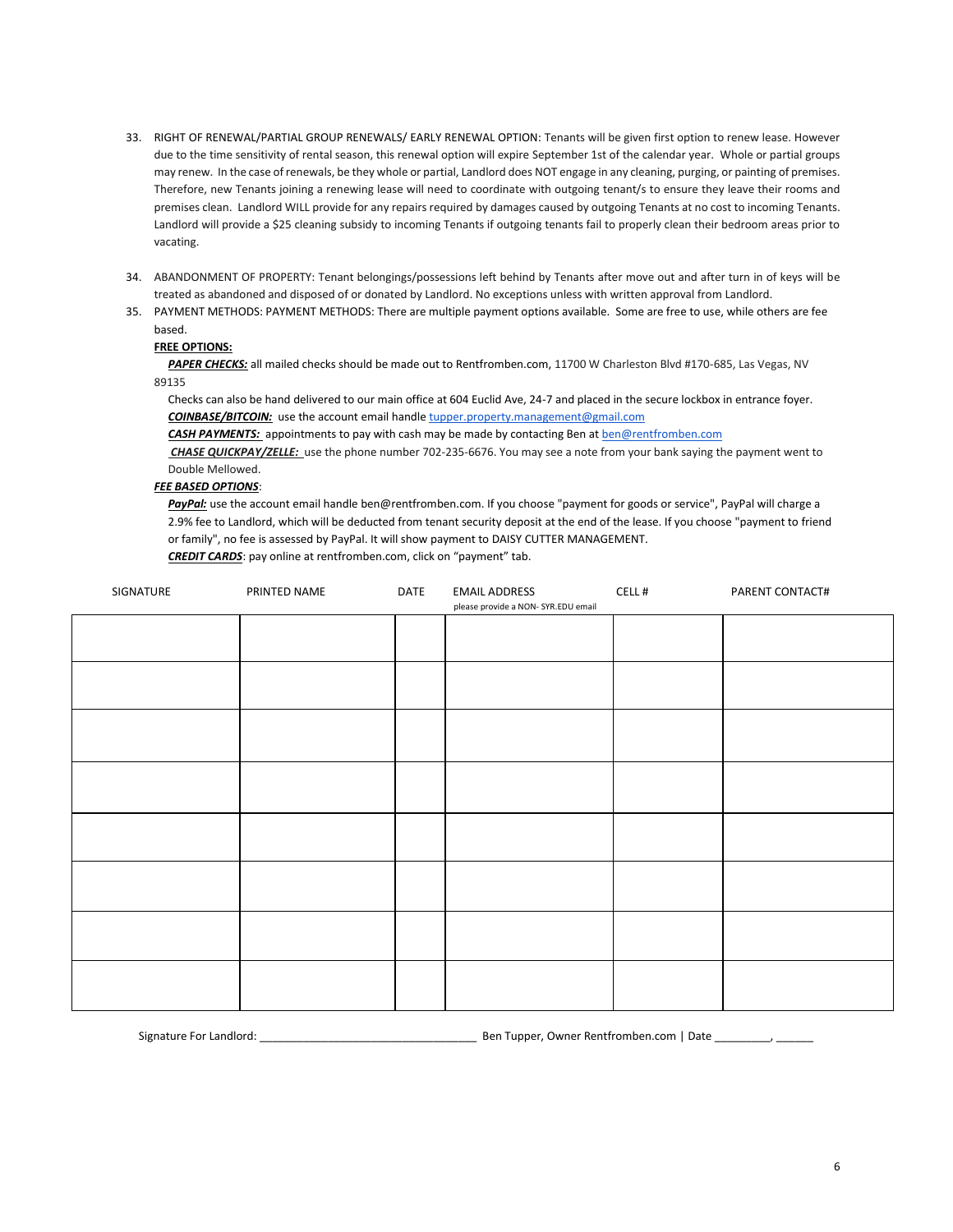33. RIGHT OF RENEWAL/PARTIAL GROUP RENEWALS/ EARLY RENEWAL OPTION: Tenants will be given first option to renew lease. However due to the time sensitivity of rental season, this renewal option will expire September 1st of the calendar year. Whole or partial groups may renew. In the case of renewals, be they whole or partial, Landlord does NOT engage in any cleaning, purging, or painting of premises. Therefore, new Tenants joining a renewing lease will need to coordinate with outgoing tenant/s to ensure they leave their rooms and premises clean. Landlord WILL provide for any repairs required by damages caused by outgoing Tenants at no cost to incoming Tenants. Landlord will provide a $25 cleaning subsidy to incoming Tenants if outgoing tenants fail to properly clean their bedroom areas prior to vacating.

34. ABANDONMENT OF PROPERTY: Tenant belongings/possessions left behind by Tenants after move out and after turn in of keys will be treated as abandoned and disposed of or donated by Landlord. No exceptions unless with written approval from Landlord.

35. PAYMENT METHODS: PAYMENT METHODS: There are multiple payment options available. Some are free to use, while others are fee based.

    **FREE OPTIONS:**

    ***PAPER CHECKS:*** all mailed checks should be made out to Rentfromben.com, 11700 W Charleston Blvd #170-685, Las Vegas, NV 89135

    Checks can also be hand delivered to our main office at 604 Euclid Ave, 24-7 and placed in the secure lockbox in entrance foyer.

    ***COINBASE/BITCOIN:*** use the account email handle tupper.property.management@gmail.com

    ***CASH PAYMENTS:*** appointments to pay with cash may be made by contacting Ben at ben@rentfromben.com

    ***CHASE QUICKPAY/ZELLE:*** use the phone number 702-235-6676. You may see a note from your bank saying the payment went to Double Mellowed.

    ***FEE BASED OPTIONS:***

    ***PayPal:*** use the account email handle ben@rentfromben.com. If you choose "payment for goods or service", PayPal will charge a 2.9% fee to Landlord, which will be deducted from tenant security deposit at the end of the lease. If you choose "payment to friend or family", no fee is assessed by PayPal. It will show payment to DAISY CUTTER MANAGEMENT.

    ***CREDIT CARDS:*** pay online at rentfromben.com, click on "payment" tab.

| SIGNATURE | PRINTED NAME | DATE | EMAIL ADDRESS please provide a NON- SYR.EDU email | CELL # | PARENT CONTACT# |
|---|---|---|---|---|---|
| | | | | | |
| | | | | | |
| | | | | | |
| | | | | | |
| | | | | | |
| | | | | | |
| | | | | | |
| | | | | | |

Signature For Landlord: ___________________________________ Ben Tupper, Owner Rentfromben.com | Date _________, ______